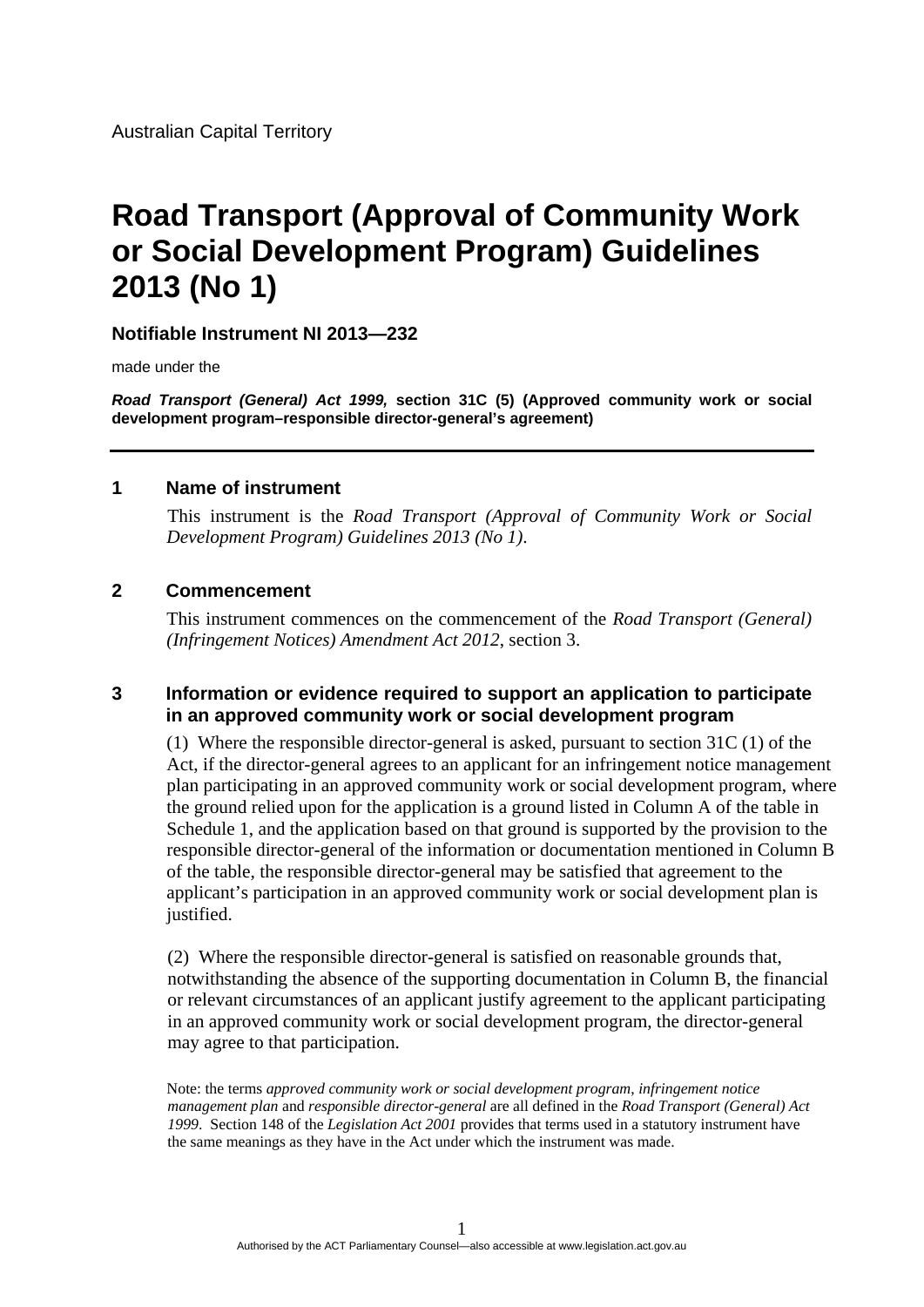Australian Capital Territory

# Road Transport (Approval of Community Work or Social Development Program) Guidelines 2013 (No 1)

**Notifiable Instrument NI 2013—232**

made under the

***Road Transport (General) Act 1999*, section 31C (5) (Approved community work or social development program–responsible director-general's agreement)**

---

## 1 Name of instrument

This instrument is the *Road Transport (Approval of Community Work or Social Development Program) Guidelines 2013 (No 1)*.

## 2 Commencement

This instrument commences on the commencement of the *Road Transport (General) (Infringement Notices) Amendment Act 2012*, section 3.

## 3 Information or evidence required to support an application to participate in an approved community work or social development program

(1) Where the responsible director-general is asked, pursuant to section 31C (1) of the Act, if the director-general agrees to an applicant for an infringement notice management plan participating in an approved community work or social development program, where the ground relied upon for the application is a ground listed in Column A of the table in Schedule 1, and the application based on that ground is supported by the provision to the responsible director-general of the information or documentation mentioned in Column B of the table, the responsible director-general may be satisfied that agreement to the applicant's participation in an approved community work or social development plan is justified.

(2) Where the responsible director-general is satisfied on reasonable grounds that, notwithstanding the absence of the supporting documentation in Column B, the financial or relevant circumstances of an applicant justify agreement to the applicant participating in an approved community work or social development program, the director-general may agree to that participation.

Note: the terms *approved community work or social development program*, *infringement notice management plan* and *responsible director-general* are all defined in the *Road Transport (General) Act 1999*. Section 148 of the *Legislation Act 2001* provides that terms used in a statutory instrument have the same meanings as they have in the Act under which the instrument was made.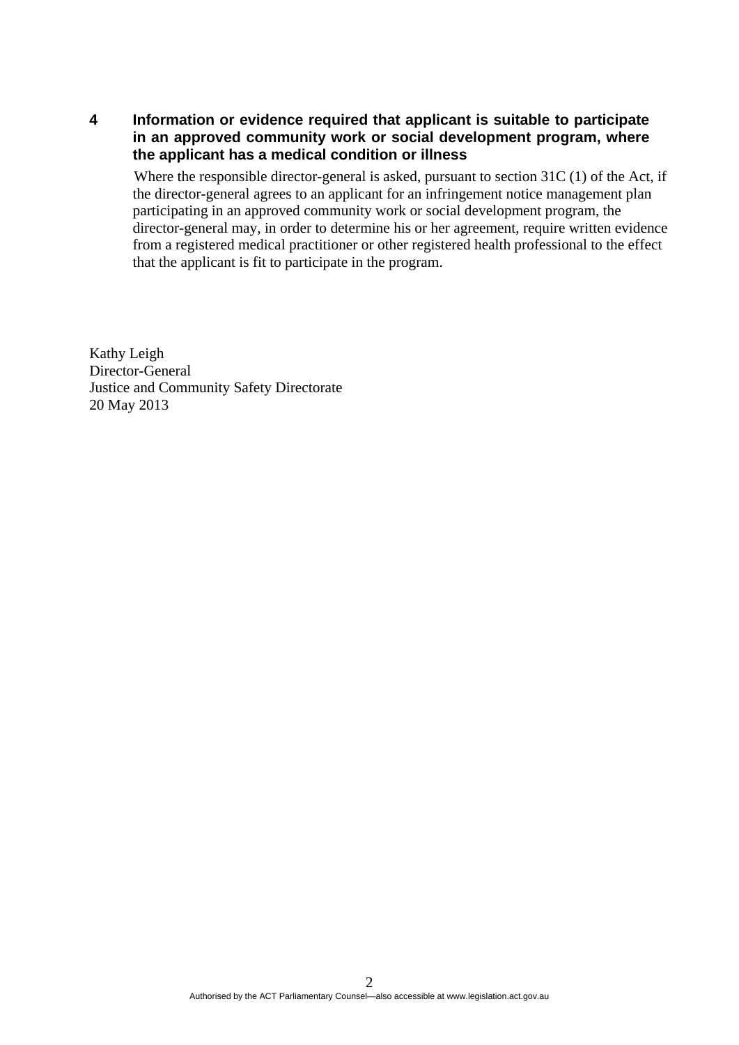### 4 Information or evidence required that applicant is suitable to participate in an approved community work or social development program, where the applicant has a medical condition or illness

Where the responsible director-general is asked, pursuant to section 31C (1) of the Act, if the director-general agrees to an applicant for an infringement notice management plan participating in an approved community work or social development program, the director-general may, in order to determine his or her agreement, require written evidence from a registered medical practitioner or other registered health professional to the effect that the applicant is fit to participate in the program.

Kathy Leigh
Director-General
Justice and Community Safety Directorate
20 May 2013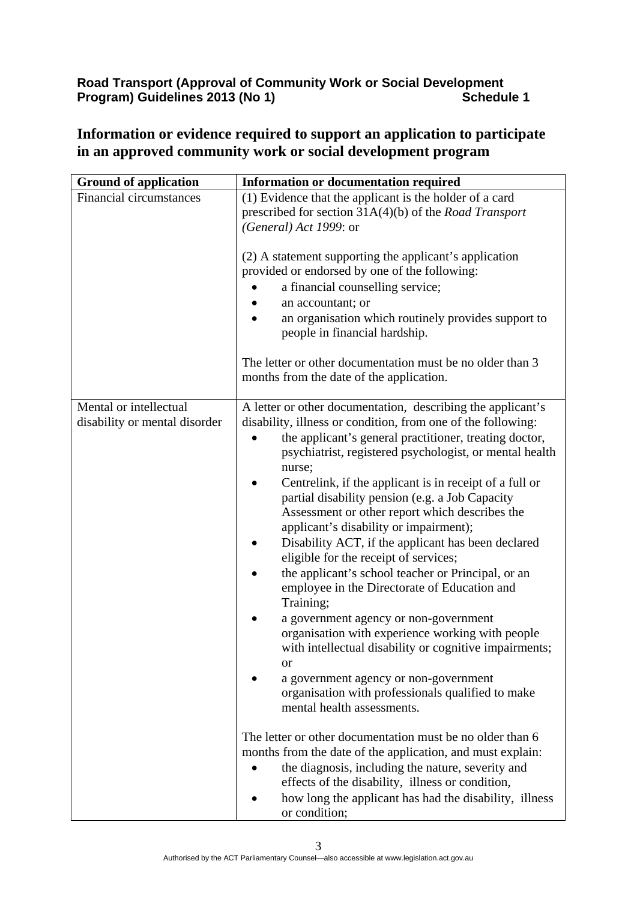## Information or evidence required to support an application to participate in an approved community work or social development program

| Ground of application | Information or documentation required |
| --- | --- |
| Financial circumstances | (1) Evidence that the applicant is the holder of a card prescribed for section 31A(4)(b) of the *Road Transport (General) Act 1999*: or<br><br>(2) A statement supporting the applicant's application provided or endorsed by one of the following:<br>• a financial counselling service;<br>• an accountant; or<br>• an organisation which routinely provides support to people in financial hardship.<br><br>The letter or other documentation must be no older than 3 months from the date of the application. |
| Mental or intellectual disability or mental disorder | A letter or other documentation, describing the applicant's disability, illness or condition, from one of the following:<br>• the applicant's general practitioner, treating doctor, psychiatrist, registered psychologist, or mental health nurse;<br>• Centrelink, if the applicant is in receipt of a full or partial disability pension (e.g. a Job Capacity Assessment or other report which describes the applicant's disability or impairment);<br>• Disability ACT, if the applicant has been declared eligible for the receipt of services;<br>• the applicant's school teacher or Principal, or an employee in the Directorate of Education and Training;<br>• a government agency or non-government organisation with experience working with people with intellectual disability or cognitive impairments; or<br>• a government agency or non-government organisation with professionals qualified to make mental health assessments.<br><br>The letter or other documentation must be no older than 6 months from the date of the application, and must explain:<br>• the diagnosis, including the nature, severity and effects of the disability, illness or condition,<br>• how long the applicant has had the disability, illness or condition; |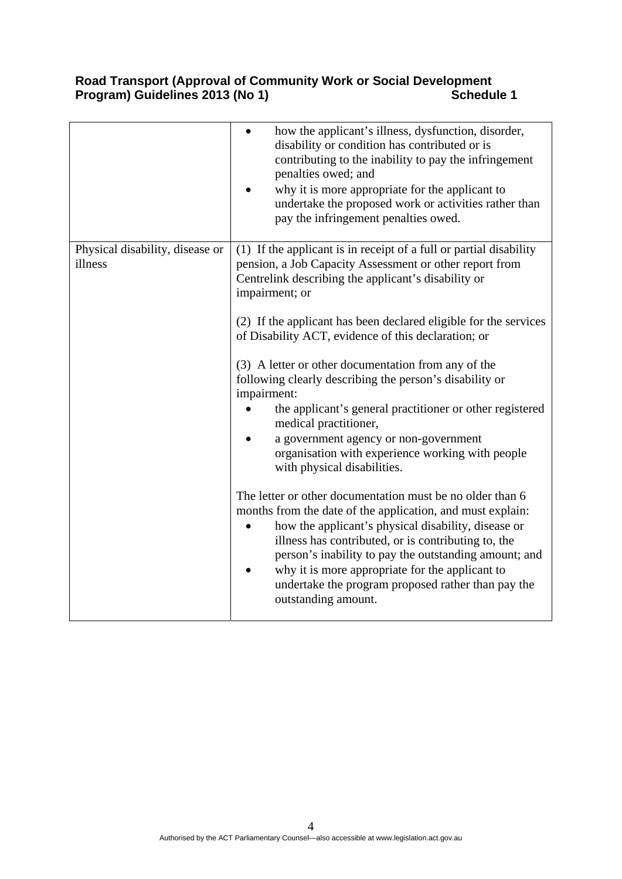| | |
|---|---|
| | • how the applicant's illness, dysfunction, disorder, disability or condition has contributed or is contributing to the inability to pay the infringement penalties owed; and<br>• why it is more appropriate for the applicant to undertake the proposed work or activities rather than pay the infringement penalties owed. |
| Physical disability, disease or illness | (1) If the applicant is in receipt of a full or partial disability pension, a Job Capacity Assessment or other report from Centrelink describing the applicant's disability or impairment; or<br><br>(2) If the applicant has been declared eligible for the services of Disability ACT, evidence of this declaration; or<br><br>(3) A letter or other documentation from any of the following clearly describing the person's disability or impairment:<br>• the applicant's general practitioner or other registered medical practitioner,<br>• a government agency or non-government organisation with experience working with people with physical disabilities.<br><br>The letter or other documentation must be no older than 6 months from the date of the application, and must explain:<br>• how the applicant's physical disability, disease or illness has contributed, or is contributing to, the person's inability to pay the outstanding amount; and<br>• why it is more appropriate for the applicant to undertake the program proposed rather than pay the outstanding amount. |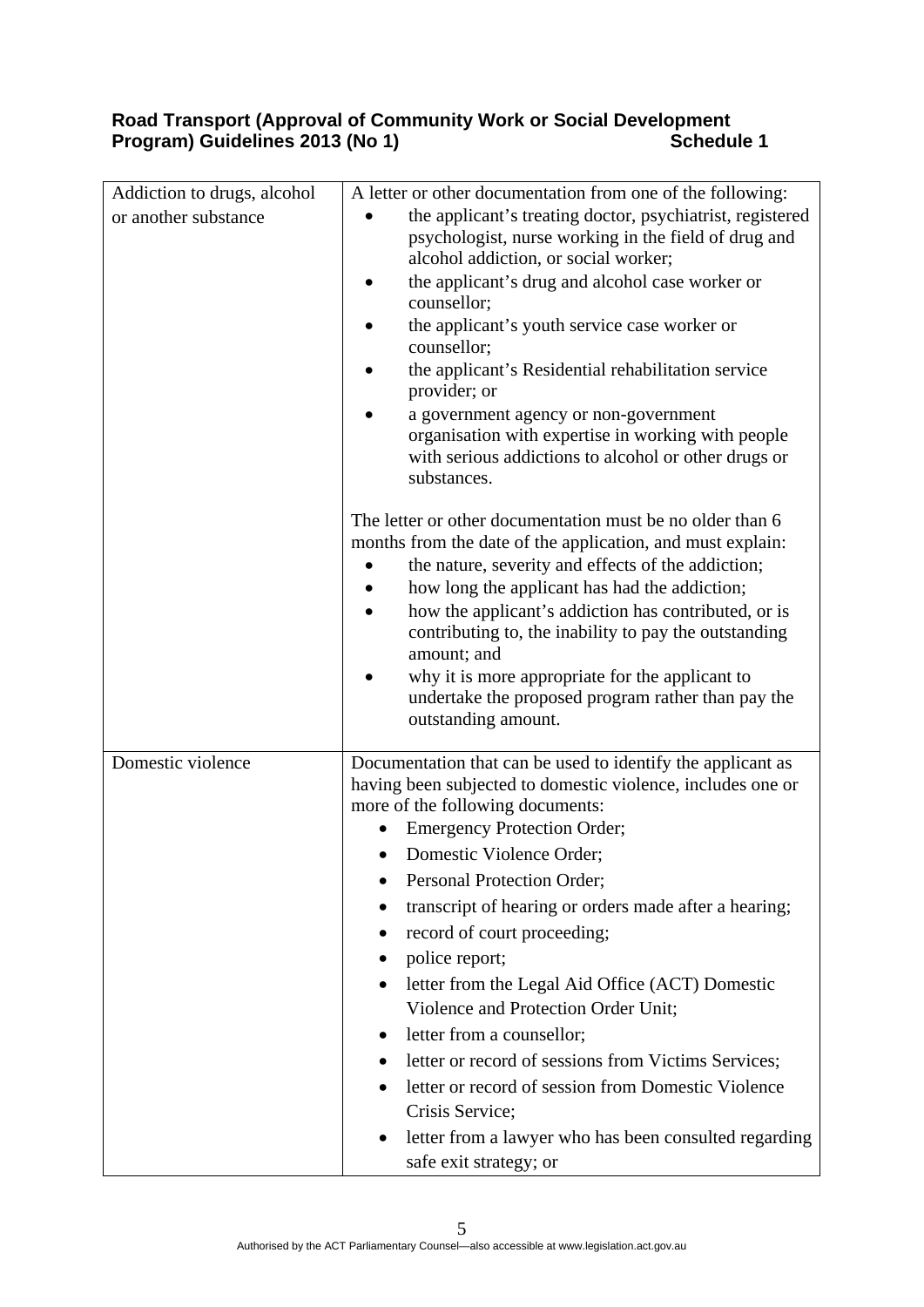| Addiction to drugs, alcohol or another substance | A letter or other documentation from one of the following:<br>• the applicant's treating doctor, psychiatrist, registered psychologist, nurse working in the field of drug and alcohol addiction, or social worker;<br>• the applicant's drug and alcohol case worker or counsellor;<br>• the applicant's youth service case worker or counsellor;<br>• the applicant's Residential rehabilitation service provider; or<br>• a government agency or non-government organisation with expertise in working with people with serious addictions to alcohol or other drugs or substances.<br><br>The letter or other documentation must be no older than 6 months from the date of the application, and must explain:<br>• the nature, severity and effects of the addiction;<br>• how long the applicant has had the addiction;<br>• how the applicant's addiction has contributed, or is contributing to, the inability to pay the outstanding amount; and<br>• why it is more appropriate for the applicant to undertake the proposed program rather than pay the outstanding amount. |
|---|---|
| Domestic violence | Documentation that can be used to identify the applicant as having been subjected to domestic violence, includes one or more of the following documents:<br>• Emergency Protection Order;<br>• Domestic Violence Order;<br>• Personal Protection Order;<br>• transcript of hearing or orders made after a hearing;<br>• record of court proceeding;<br>• police report;<br>• letter from the Legal Aid Office (ACT) Domestic Violence and Protection Order Unit;<br>• letter from a counsellor;<br>• letter or record of sessions from Victims Services;<br>• letter or record of session from Domestic Violence Crisis Service;<br>• letter from a lawyer who has been consulted regarding safe exit strategy; or |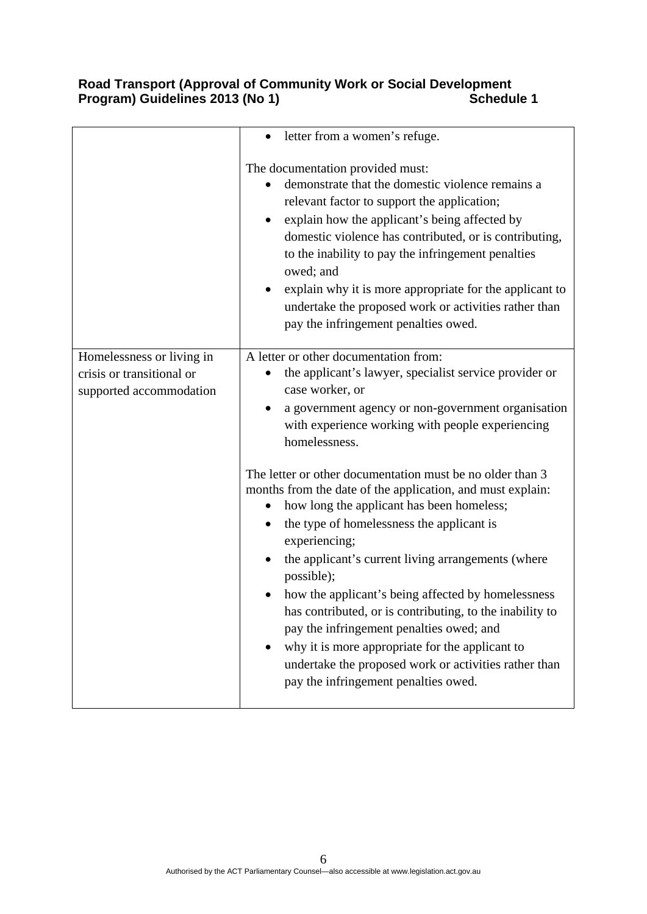| | |
|---|---|
| | • letter from a women's refuge.<br><br>The documentation provided must:<br>• demonstrate that the domestic violence remains a relevant factor to support the application;<br>• explain how the applicant's being affected by domestic violence has contributed, or is contributing, to the inability to pay the infringement penalties owed; and<br>• explain why it is more appropriate for the applicant to undertake the proposed work or activities rather than pay the infringement penalties owed. |
| Homelessness or living in crisis or transitional or supported accommodation | A letter or other documentation from:<br>• the applicant's lawyer, specialist service provider or case worker, or<br>• a government agency or non-government organisation with experience working with people experiencing homelessness.<br><br>The letter or other documentation must be no older than 3 months from the date of the application, and must explain:<br>• how long the applicant has been homeless;<br>• the type of homelessness the applicant is experiencing;<br>• the applicant's current living arrangements (where possible);<br>• how the applicant's being affected by homelessness has contributed, or is contributing, to the inability to pay the infringement penalties owed; and<br>• why it is more appropriate for the applicant to undertake the proposed work or activities rather than pay the infringement penalties owed. |